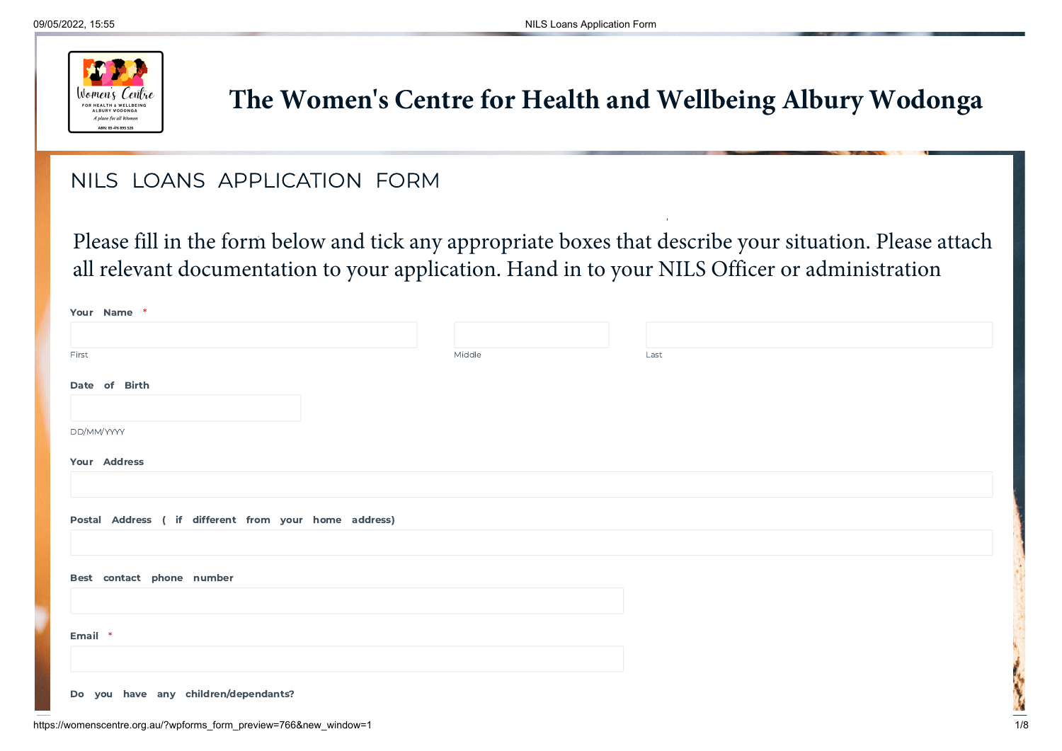# The Women's Centre for Health and Wellbeing Albury Wodonga

## NILS LOANS APPLICATION FORM

Please fill in the form below and tick any appropriate boxes that describe your situation. Please attach all relevant documentation to your application. Hand in to your NILS Officer or administration

**Your Name** *

First

Middle

Last

**Date of Birth**

DD/MM/YYYY

**Your Address**

**Postal Address ( if different from your home address)**

**Best contact phone number**

**Email** *

**Do you have any children/dependants?**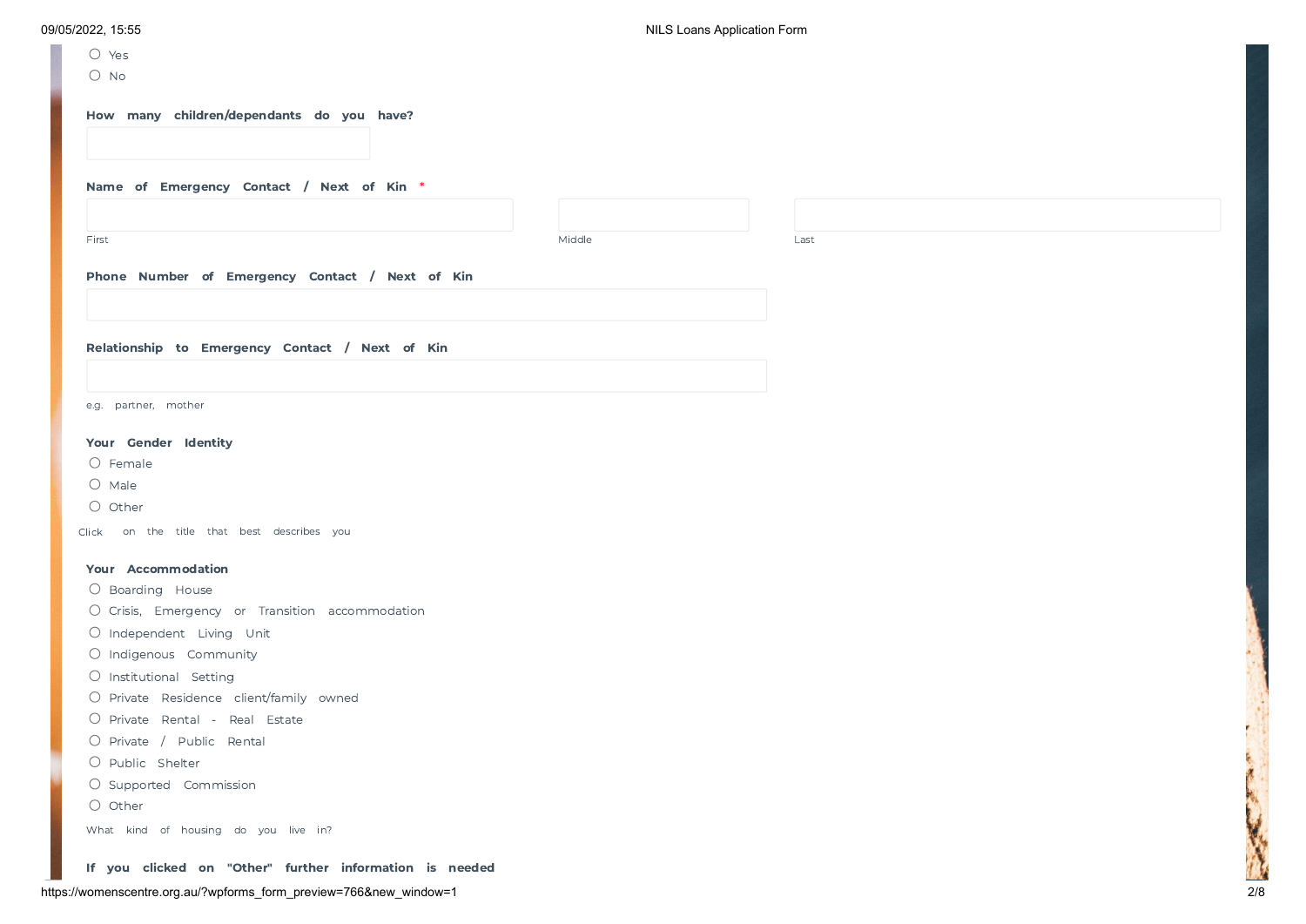- ○ Yes
- ○ No

**How many children/dependants do you have?**

**Name of Emergency Contact / Next of Kin** *

First | Middle | Last

**Phone Number of Emergency Contact / Next of Kin**

**Relationship to Emergency Contact / Next of Kin**

e.g. partner, mother

**Your Gender Identity**

- ○ Female
- ○ Male
- ○ Other

Click on the title that best describes you

**Your Accommodation**

- ○ Boarding House
- ○ Crisis, Emergency or Transition accommodation
- ○ Independent Living Unit
- ○ Indigenous Community
- ○ Institutional Setting
- ○ Private Residence client/family owned
- ○ Private Rental - Real Estate
- ○ Private / Public Rental
- ○ Public Shelter
- ○ Supported Commission
- ○ Other

What kind of housing do you live in?

**If you clicked on "Other" further information is needed**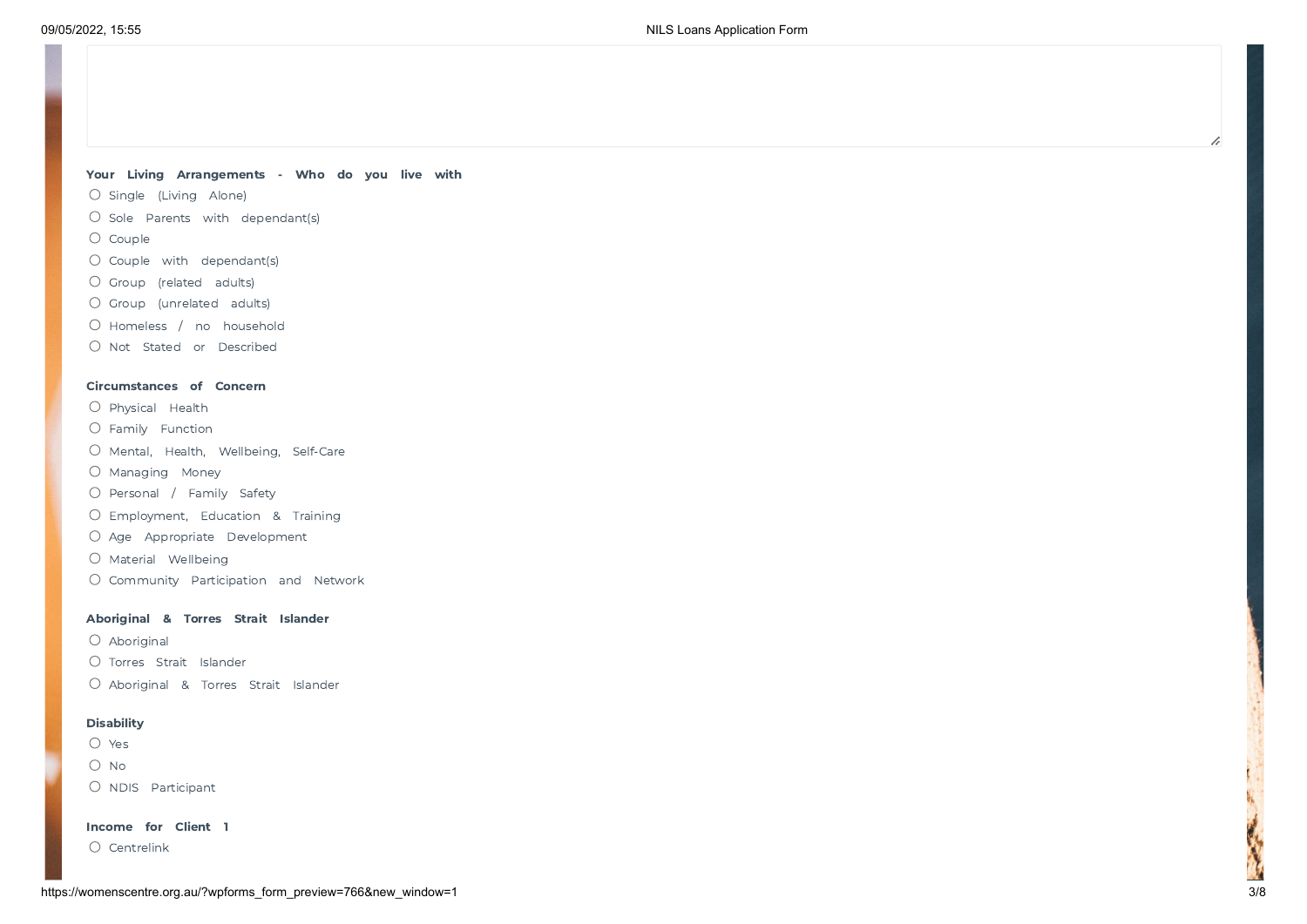**Your Living Arrangements - Who do you live with**

- ○ Single (Living Alone)
- ○ Sole Parents with dependant(s)
- ○ Couple
- ○ Couple with dependant(s)
- ○ Group (related adults)
- ○ Group (unrelated adults)
- ○ Homeless / no household
- ○ Not Stated or Described

**Circumstances of Concern**

- ○ Physical Health
- ○ Family Function
- ○ Mental, Health, Wellbeing, Self-Care
- ○ Managing Money
- ○ Personal / Family Safety
- ○ Employment, Education & Training
- ○ Age Appropriate Development
- ○ Material Wellbeing
- ○ Community Participation and Network

**Aboriginal & Torres Strait Islander**

- ○ Aboriginal
- ○ Torres Strait Islander
- ○ Aboriginal & Torres Strait Islander

**Disability**

- ○ Yes
- ○ No
- ○ NDIS Participant

**Income for Client 1**

- ○ Centrelink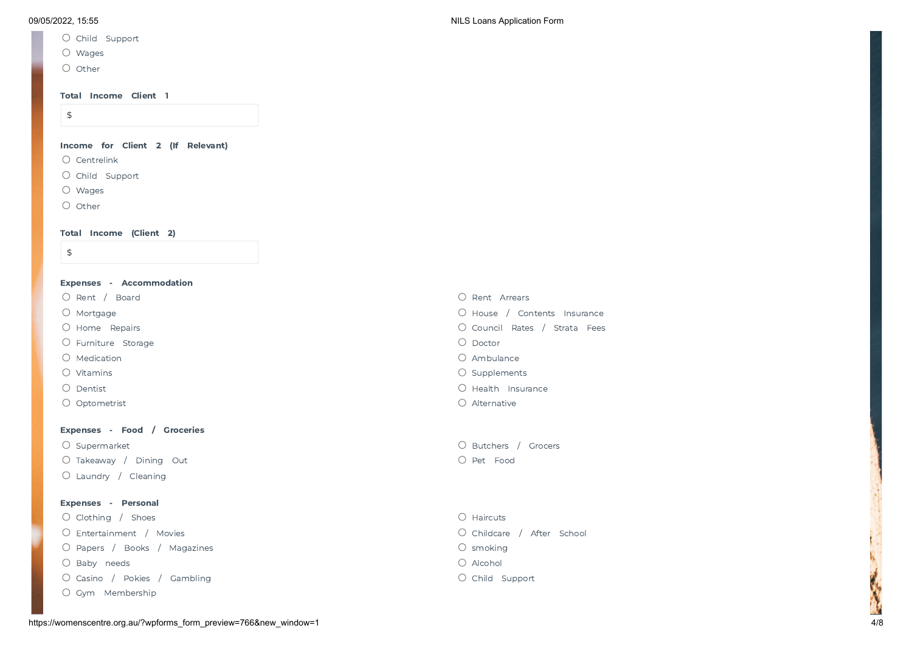- ○ Child Support
- ○ Wages
- ○ Other

**Total Income Client 1**

$

**Income for Client 2 (If Relevant)**

- ○ Centrelink
- ○ Child Support
- ○ Wages
- ○ Other

**Total Income (Client 2)**

$

**Expenses - Accommodation**

- ○ Rent / Board
- ○ Mortgage
- ○ Home Repairs
- ○ Furniture Storage
- ○ Medication
- ○ Vitamins
- ○ Dentist
- ○ Optometrist
- ○ Rent Arrears
- ○ House / Contents Insurance
- ○ Council Rates / Strata Fees
- ○ Doctor
- ○ Ambulance
- ○ Supplements
- ○ Health Insurance
- ○ Alternative

**Expenses - Food / Groceries**

- ○ Supermarket
- ○ Takeaway / Dining Out
- ○ Laundry / Cleaning
- ○ Butchers / Grocers
- ○ Pet Food

**Expenses - Personal**

- ○ Clothing / Shoes
- ○ Entertainment / Movies
- ○ Papers / Books / Magazines
- ○ Baby needs
- ○ Casino / Pokies / Gambling
- ○ Gym Membership
- ○ Haircuts
- ○ Childcare / After School
- ○ smoking
- ○ Alcohol
- ○ Child Support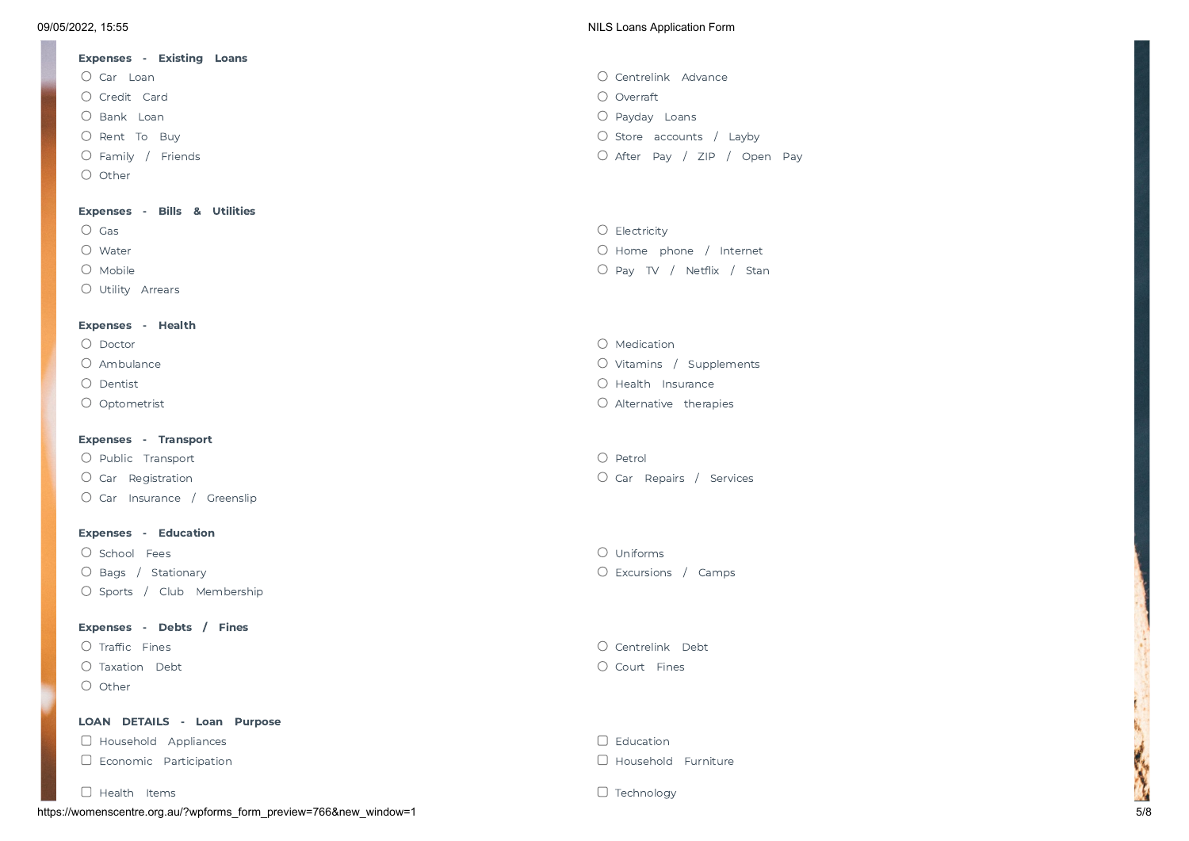**Expenses - Existing Loans**

- ○ Car Loan
- ○ Credit Card
- ○ Bank Loan
- ○ Rent To Buy
- ○ Family / Friends
- ○ Other
- ○ Centrelink Advance
- ○ Overraft
- ○ Payday Loans
- ○ Store accounts / Layby
- ○ After Pay / ZIP / Open Pay

**Expenses - Bills & Utilities**

- ○ Gas
- ○ Water
- ○ Mobile
- ○ Utility Arrears
- ○ Electricity
- ○ Home phone / Internet
- ○ Pay TV / Netflix / Stan

**Expenses - Health**

- ○ Doctor
- ○ Ambulance
- ○ Dentist
- ○ Optometrist
- ○ Medication
- ○ Vitamins / Supplements
- ○ Health Insurance
- ○ Alternative therapies

**Expenses - Transport**

- ○ Public Transport
- ○ Car Registration
- ○ Car Insurance / Greenslip
- ○ Petrol
- ○ Car Repairs / Services

**Expenses - Education**

- ○ School Fees
- ○ Bags / Stationary
- ○ Sports / Club Membership
- ○ Uniforms
- ○ Excursions / Camps

**Expenses - Debts / Fines**

- ○ Traffic Fines
- ○ Taxation Debt
- ○ Other
- ○ Centrelink Debt
- ○ Court Fines

**LOAN DETAILS - Loan Purpose**

- ☐ Household Appliances
- ☐ Economic Participation
- ☐ Health Items
- ☐ Education
- ☐ Household Furniture
- ☐ Technology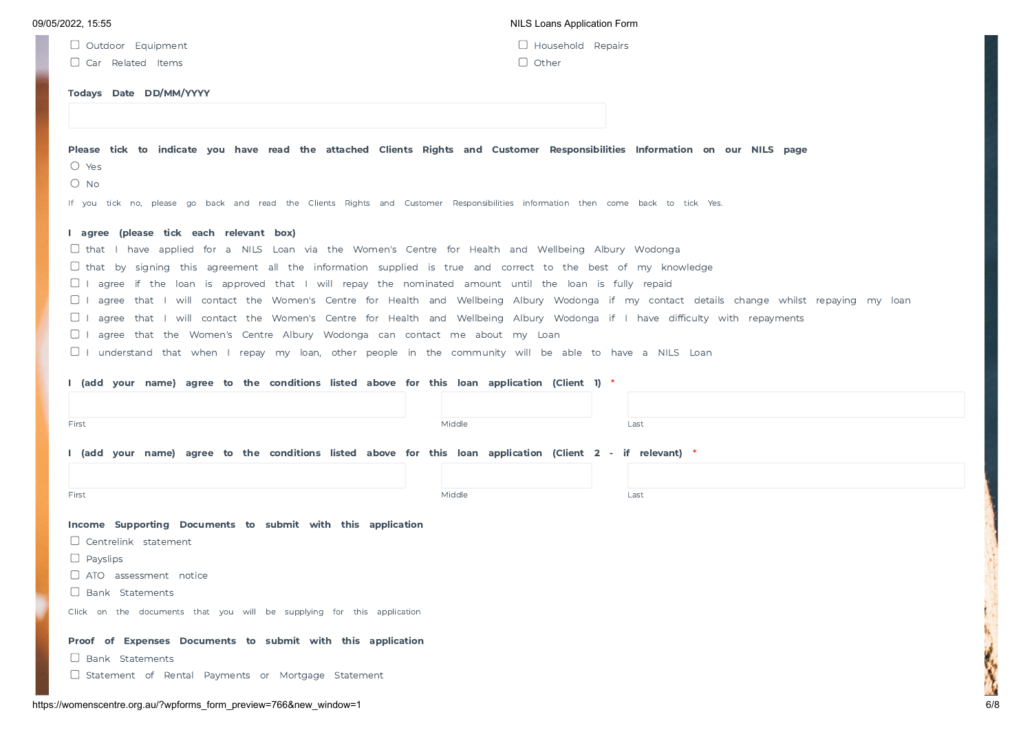- ☐ Outdoor Equipment
- ☐ Household Repairs
- ☐ Car Related Items
- ☐ Other

**Todays Date DD/MM/YYYY**

**Please tick to indicate you have read the attached Clients Rights and Customer Responsibilities Information on our NILS page**

- ○ Yes
- ○ No

If you tick no, please go back and read the Clients Rights and Customer Responsibilities information then come back to tick Yes.

**I agree (please tick each relevant box)**

- ☐ that I have applied for a NILS Loan via the Women's Centre for Health and Wellbeing Albury Wodonga
- ☐ that by signing this agreement all the information supplied is true and correct to the best of my knowledge
- ☐ I agree if the loan is approved that I will repay the nominated amount until the loan is fully repaid
- ☐ I agree that I will contact the Women's Centre for Health and Wellbeing Albury Wodonga if my contact details change whilst repaying my loan
- ☐ I agree that I will contact the Women's Centre for Health and Wellbeing Albury Wodonga if I have difficulty with repayments
- ☐ I agree that the Women's Centre Albury Wodonga can contact me about my Loan
- ☐ I understand that when I repay my loan, other people in the community will be able to have a NILS Loan

**I (add your name) agree to the conditions listed above for this loan application (Client 1) \***

First | Middle | Last

**I (add your name) agree to the conditions listed above for this loan application (Client 2 - if relevant) \***

First | Middle | Last

**Income Supporting Documents to submit with this application**

- ☐ Centrelink statement
- ☐ Payslips
- ☐ ATO assessment notice
- ☐ Bank Statements

Click on the documents that you will be supplying for this application

**Proof of Expenses Documents to submit with this application**

- ☐ Bank Statements
- ☐ Statement of Rental Payments or Mortgage Statement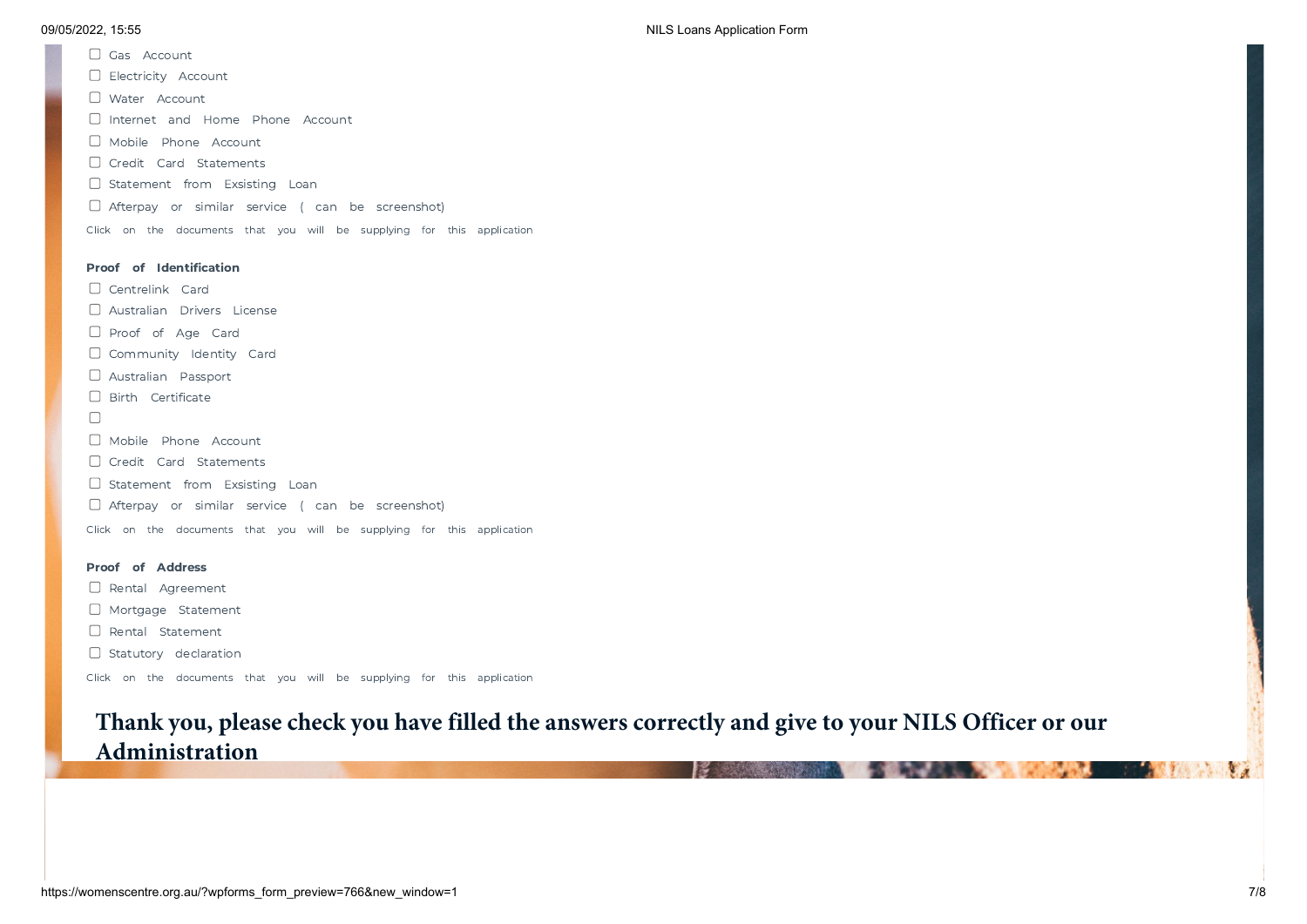- ☐ Gas Account
- ☐ Electricity Account
- ☐ Water Account
- ☐ Internet and Home Phone Account
- ☐ Mobile Phone Account
- ☐ Credit Card Statements
- ☐ Statement from Exsisting Loan
- ☐ Afterpay or similar service ( can be screenshot)

Click on the documents that you will be supplying for this application

**Proof of Identification**

- ☐ Centrelink Card
- ☐ Australian Drivers License
- ☐ Proof of Age Card
- ☐ Community Identity Card
- ☐ Australian Passport
- ☐ Birth Certificate
- ☐
- ☐ Mobile Phone Account
- ☐ Credit Card Statements
- ☐ Statement from Exsisting Loan
- ☐ Afterpay or similar service ( can be screenshot)

Click on the documents that you will be supplying for this application

**Proof of Address**

- ☐ Rental Agreement
- ☐ Mortgage Statement
- ☐ Rental Statement
- ☐ Statutory declaration

Click on the documents that you will be supplying for this application

## Thank you, please check you have filled the answers correctly and give to your NILS Officer or our Administration